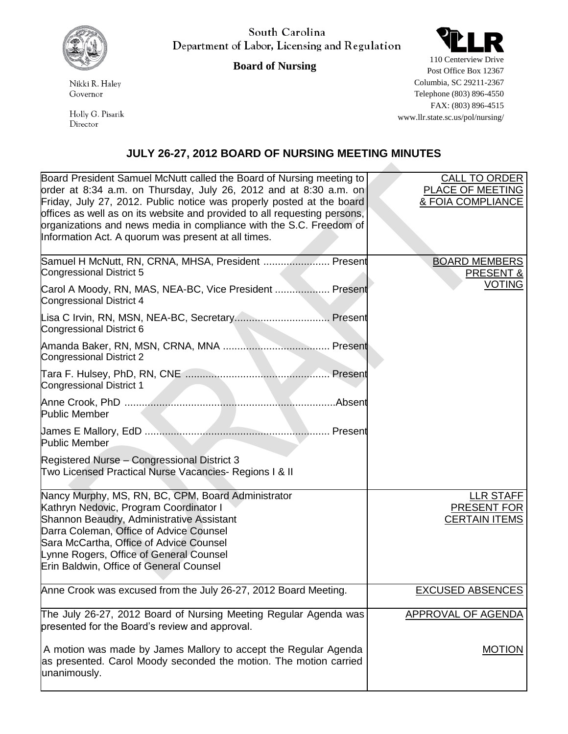South Carolina
Department of Labor, Licensing and Regulation

**Board of Nursing**

Nikki R. Haley
Governor

Holly G. Pisarik
Director

110 Centerview Drive
Post Office Box 12367
Columbia, SC 29211-2367
Telephone (803) 896-4550
FAX: (803) 896-4515
www.llr.state.sc.us/pol/nursing/

## JULY 26-27, 2012 BOARD OF NURSING MEETING MINUTES

| | |
|---|---|
| Board President Samuel McNutt called the Board of Nursing meeting to order at 8:34 a.m. on Thursday, July 26, 2012 and at 8:30 a.m. on Friday, July 27, 2012. Public notice was properly posted at the board offices as well as on its website and provided to all requesting persons, organizations and news media in compliance with the S.C. Freedom of Information Act. A quorum was present at all times. | CALL TO ORDER PLACE OF MEETING & FOIA COMPLIANCE |
| Samuel H McNutt, RN, CRNA, MHSA, President ....................... Present<br>Congressional District 5<br><br>Carol A Moody, RN, MAS, NEA-BC, Vice President ................... Present<br>Congressional District 4<br><br>Lisa C Irvin, RN, MSN, NEA-BC, Secretary................................. Present<br>Congressional District 6<br><br>Amanda Baker, RN, MSN, CRNA, MNA ..................................... Present<br>Congressional District 2<br><br>Tara F. Hulsey, PhD, RN, CNE ................................................. Present<br>Congressional District 1<br><br>Anne Crook, PhD .........................................................................Absent<br>Public Member<br><br>James E Mallory, EdD ............................................................... Present<br>Public Member<br><br>Registered Nurse – Congressional District 3<br>Two Licensed Practical Nurse Vacancies- Regions I & II | BOARD MEMBERS PRESENT & VOTING |
| Nancy Murphy, MS, RN, BC, CPM, Board Administrator<br>Kathryn Nedovic, Program Coordinator I<br>Shannon Beaudry, Administrative Assistant<br>Darra Coleman, Office of Advice Counsel<br>Sara McCartha, Office of Advice Counsel<br>Lynne Rogers, Office of General Counsel<br>Erin Baldwin, Office of General Counsel | LLR STAFF PRESENT FOR CERTAIN ITEMS |
| Anne Crook was excused from the July 26-27, 2012 Board Meeting. | EXCUSED ABSENCES |
| The July 26-27, 2012 Board of Nursing Meeting Regular Agenda was presented for the Board's review and approval. | APPROVAL OF AGENDA |
| A motion was made by James Mallory to accept the Regular Agenda as presented. Carol Moody seconded the motion. The motion carried unanimously. | MOTION |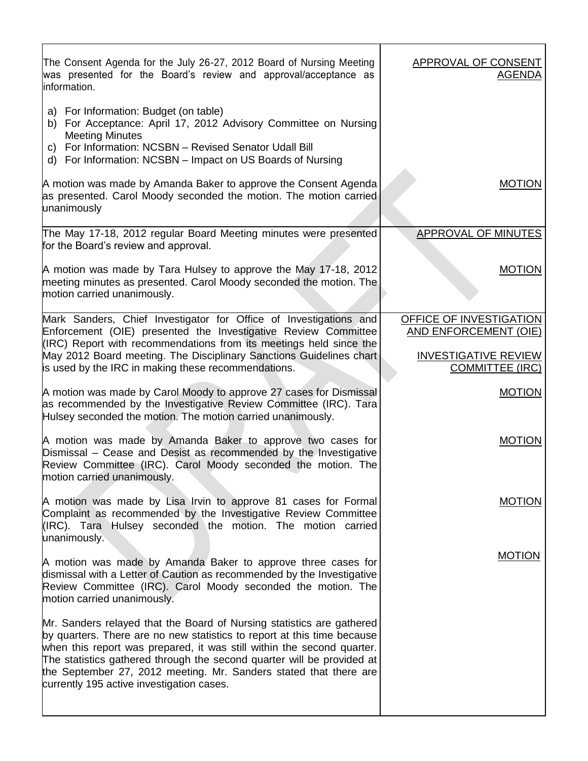| | |
|---|---|
| The Consent Agenda for the July 26-27, 2012 Board of Nursing Meeting was presented for the Board's review and approval/acceptance as information.<br><br>a) For Information: Budget (on table)<br>b) For Acceptance: April 17, 2012 Advisory Committee on Nursing Meeting Minutes<br>c) For Information: NCSBN – Revised Senator Udall Bill<br>d) For Information: NCSBN – Impact on US Boards of Nursing | APPROVAL OF CONSENT AGENDA |
| A motion was made by Amanda Baker to approve the Consent Agenda as presented. Carol Moody seconded the motion. The motion carried unanimously | MOTION |
| The May 17-18, 2012 regular Board Meeting minutes were presented for the Board's review and approval. | APPROVAL OF MINUTES |
| A motion was made by Tara Hulsey to approve the May 17-18, 2012 meeting minutes as presented. Carol Moody seconded the motion. The motion carried unanimously. | MOTION |
| Mark Sanders, Chief Investigator for Office of Investigations and Enforcement (OIE) presented the Investigative Review Committee (IRC) Report with recommendations from its meetings held since the May 2012 Board meeting. The Disciplinary Sanctions Guidelines chart is used by the IRC in making these recommendations. | OFFICE OF INVESTIGATION AND ENFORCEMENT (OIE)<br><br>INVESTIGATIVE REVIEW COMMITTEE (IRC) |
| A motion was made by Carol Moody to approve 27 cases for Dismissal as recommended by the Investigative Review Committee (IRC). Tara Hulsey seconded the motion. The motion carried unanimously. | MOTION |
| A motion was made by Amanda Baker to approve two cases for Dismissal – Cease and Desist as recommended by the Investigative Review Committee (IRC). Carol Moody seconded the motion. The motion carried unanimously. | MOTION |
| A motion was made by Lisa Irvin to approve 81 cases for Formal Complaint as recommended by the Investigative Review Committee (IRC). Tara Hulsey seconded the motion. The motion carried unanimously. | MOTION |
| A motion was made by Amanda Baker to approve three cases for dismissal with a Letter of Caution as recommended by the Investigative Review Committee (IRC). Carol Moody seconded the motion. The motion carried unanimously. | MOTION |
| Mr. Sanders relayed that the Board of Nursing statistics are gathered by quarters. There are no new statistics to report at this time because when this report was prepared, it was still within the second quarter. The statistics gathered through the second quarter will be provided at the September 27, 2012 meeting. Mr. Sanders stated that there are currently 195 active investigation cases. | |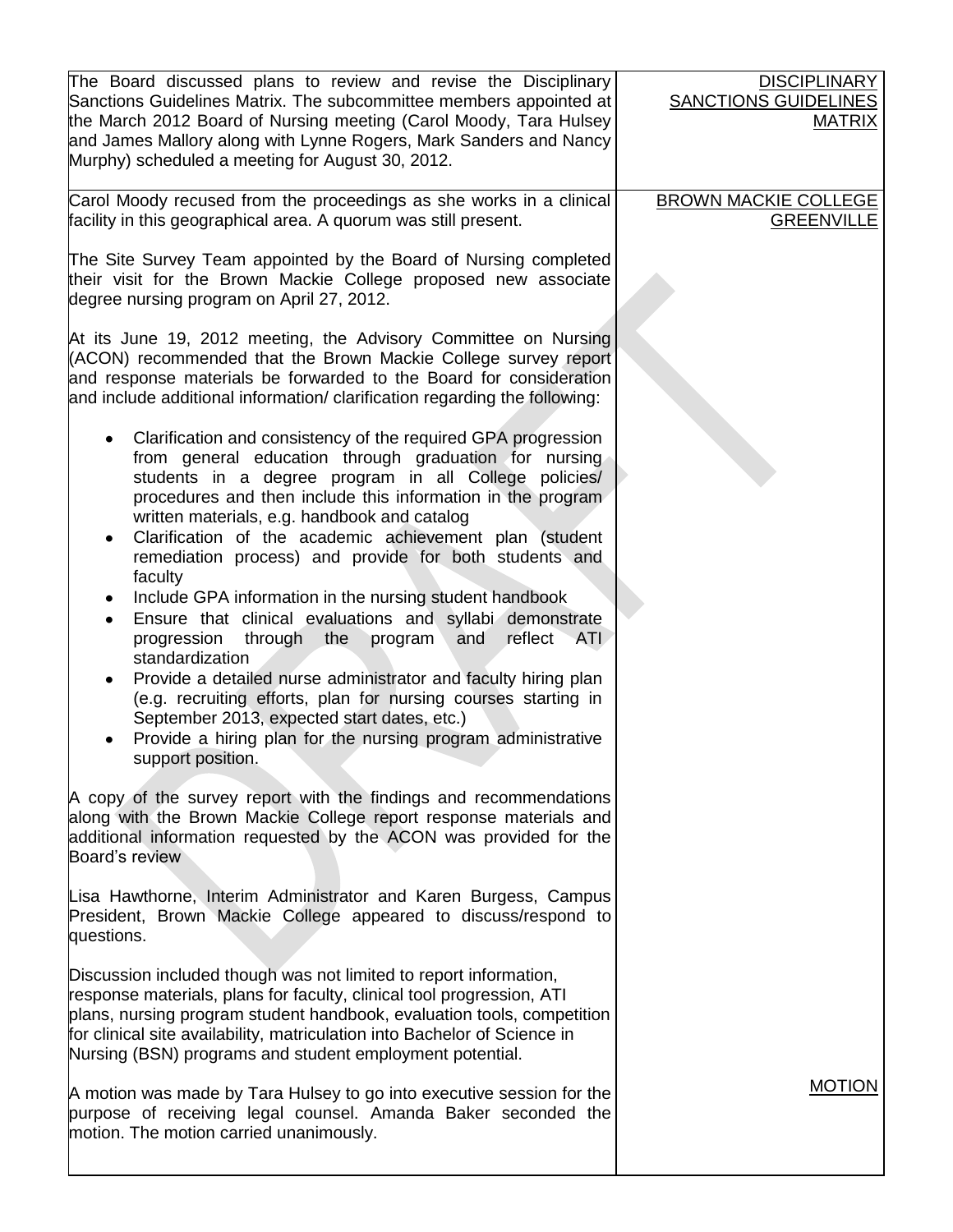| | |
|---|---|
| The Board discussed plans to review and revise the Disciplinary Sanctions Guidelines Matrix. The subcommittee members appointed at the March 2012 Board of Nursing meeting (Carol Moody, Tara Hulsey and James Mallory along with Lynne Rogers, Mark Sanders and Nancy Murphy) scheduled a meeting for August 30, 2012. | DISCIPLINARY SANCTIONS GUIDELINES MATRIX |
| Carol Moody recused from the proceedings as she works in a clinical facility in this geographical area. A quorum was still present.<br><br>The Site Survey Team appointed by the Board of Nursing completed their visit for the Brown Mackie College proposed new associate degree nursing program on April 27, 2012.<br><br>At its June 19, 2012 meeting, the Advisory Committee on Nursing (ACON) recommended that the Brown Mackie College survey report and response materials be forwarded to the Board for consideration and include additional information/ clarification regarding the following:<br><br>• Clarification and consistency of the required GPA progression from general education through graduation for nursing students in a degree program in all College policies/ procedures and then include this information in the program written materials, e.g. handbook and catalog<br>• Clarification of the academic achievement plan (student remediation process) and provide for both students and faculty<br>• Include GPA information in the nursing student handbook<br>• Ensure that clinical evaluations and syllabi demonstrate progression through the program and reflect ATI standardization<br>• Provide a detailed nurse administrator and faculty hiring plan (e.g. recruiting efforts, plan for nursing courses starting in September 2013, expected start dates, etc.)<br>• Provide a hiring plan for the nursing program administrative support position.<br><br>A copy of the survey report with the findings and recommendations along with the Brown Mackie College report response materials and additional information requested by the ACON was provided for the Board's review<br><br>Lisa Hawthorne, Interim Administrator and Karen Burgess, Campus President, Brown Mackie College appeared to discuss/respond to questions.<br><br>Discussion included though was not limited to report information, response materials, plans for faculty, clinical tool progression, ATI plans, nursing program student handbook, evaluation tools, competition for clinical site availability, matriculation into Bachelor of Science in Nursing (BSN) programs and student employment potential.<br><br>A motion was made by Tara Hulsey to go into executive session for the purpose of receiving legal counsel. Amanda Baker seconded the motion. The motion carried unanimously. | BROWN MACKIE COLLEGE GREENVILLE<br><br>MOTION |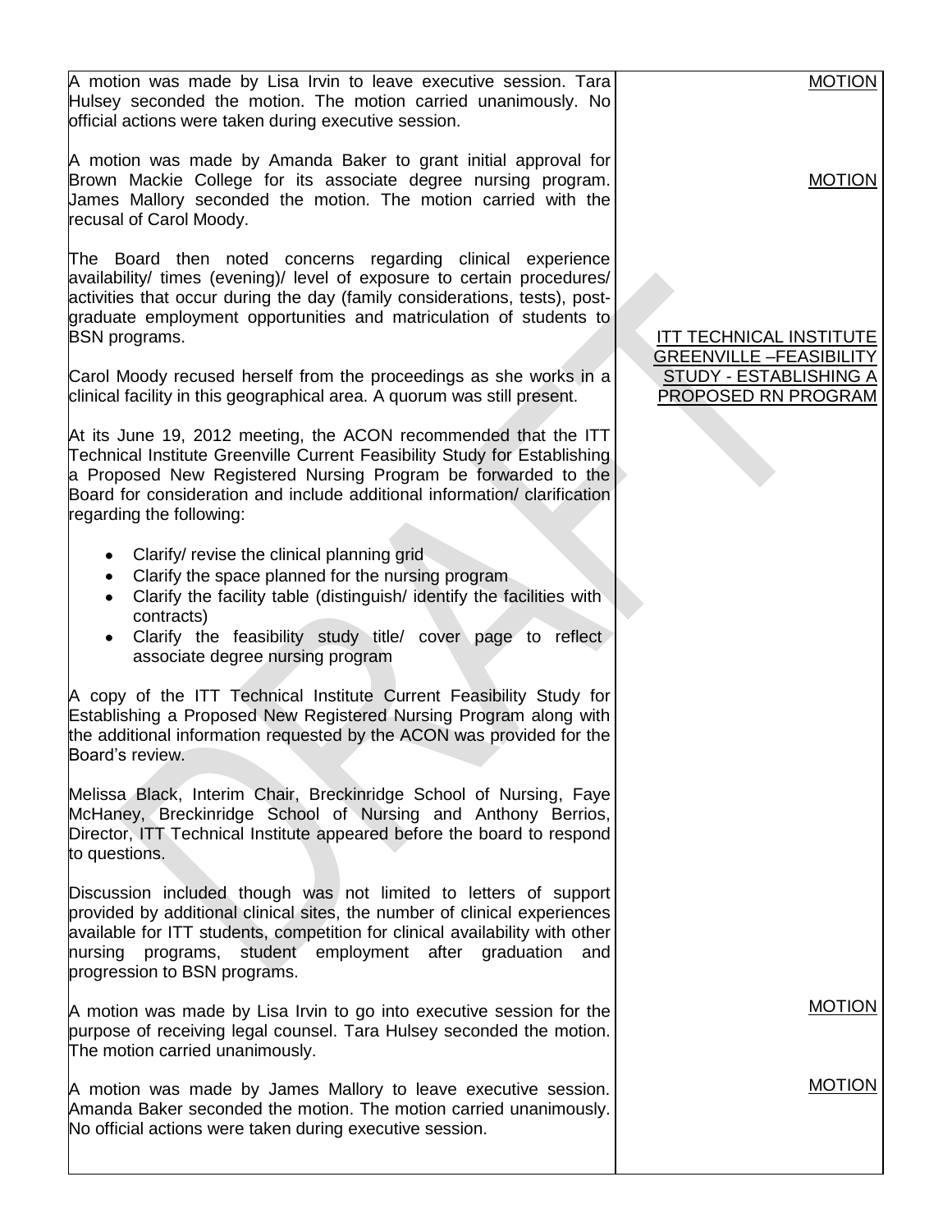| | |
|---|---|
| A motion was made by Lisa Irvin to leave executive session. Tara Hulsey seconded the motion. The motion carried unanimously. No official actions were taken during executive session. | MOTION |
| A motion was made by Amanda Baker to grant initial approval for Brown Mackie College for its associate degree nursing program. James Mallory seconded the motion. The motion carried with the recusal of Carol Moody. | MOTION |
| The Board then noted concerns regarding clinical experience availability/ times (evening)/ level of exposure to certain procedures/ activities that occur during the day (family considerations, tests), post-graduate employment opportunities and matriculation of students to BSN programs. | |
| Carol Moody recused herself from the proceedings as she works in a clinical facility in this geographical area. A quorum was still present. | ITT TECHNICAL INSTITUTE GREENVILLE –FEASIBILITY STUDY - ESTABLISHING A PROPOSED RN PROGRAM |
| At its June 19, 2012 meeting, the ACON recommended that the ITT Technical Institute Greenville Current Feasibility Study for Establishing a Proposed New Registered Nursing Program be forwarded to the Board for consideration and include additional information/ clarification regarding the following:<br>• Clarify/ revise the clinical planning grid<br>• Clarify the space planned for the nursing program<br>• Clarify the facility table (distinguish/ identify the facilities with contracts)<br>• Clarify the feasibility study title/ cover page to reflect associate degree nursing program | |
| A copy of the ITT Technical Institute Current Feasibility Study for Establishing a Proposed New Registered Nursing Program along with the additional information requested by the ACON was provided for the Board's review. | |
| Melissa Black, Interim Chair, Breckinridge School of Nursing, Faye McHaney, Breckinridge School of Nursing and Anthony Berrios, Director, ITT Technical Institute appeared before the board to respond to questions. | |
| Discussion included though was not limited to letters of support provided by additional clinical sites, the number of clinical experiences available for ITT students, competition for clinical availability with other nursing programs, student employment after graduation and progression to BSN programs. | |
| A motion was made by Lisa Irvin to go into executive session for the purpose of receiving legal counsel. Tara Hulsey seconded the motion. The motion carried unanimously. | MOTION |
| A motion was made by James Mallory to leave executive session. Amanda Baker seconded the motion. The motion carried unanimously. No official actions were taken during executive session. | MOTION |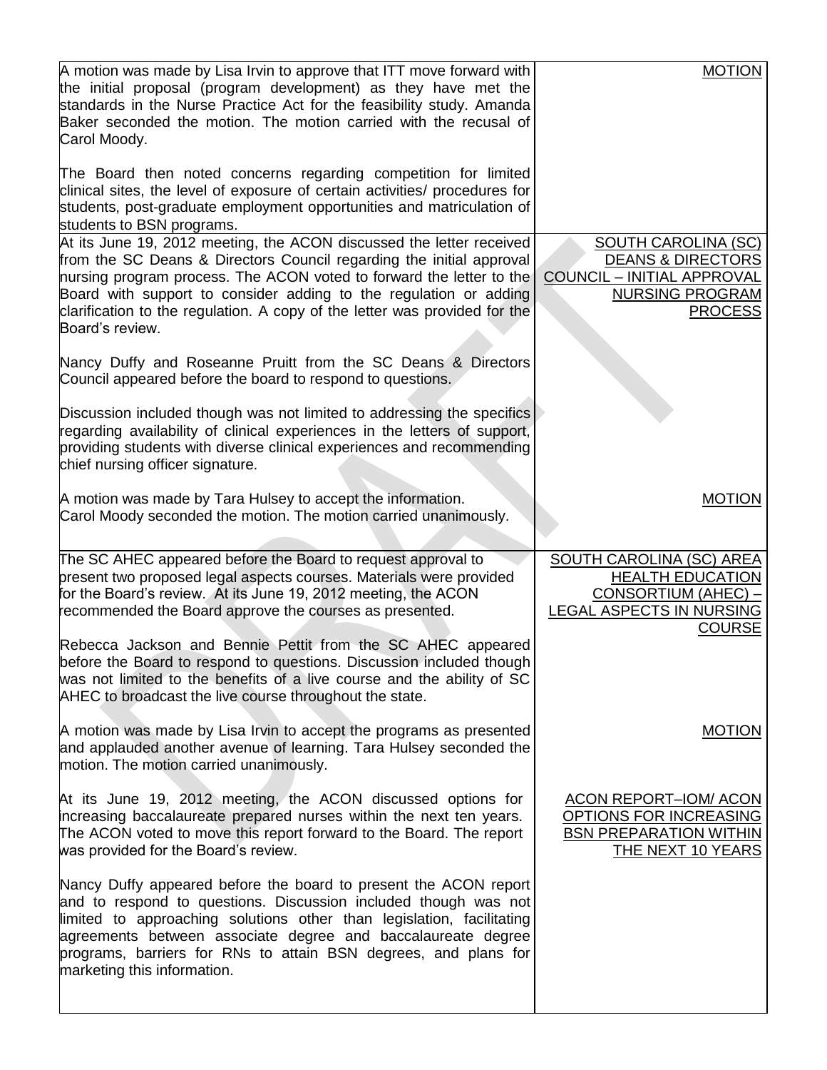| | |
|---|---|
| A motion was made by Lisa Irvin to approve that ITT move forward with the initial proposal (program development) as they have met the standards in the Nurse Practice Act for the feasibility study. Amanda Baker seconded the motion. The motion carried with the recusal of Carol Moody.<br><br>The Board then noted concerns regarding competition for limited clinical sites, the level of exposure of certain activities/ procedures for students, post-graduate employment opportunities and matriculation of students to BSN programs. | MOTION |
| At its June 19, 2012 meeting, the ACON discussed the letter received from the SC Deans & Directors Council regarding the initial approval nursing program process. The ACON voted to forward the letter to the Board with support to consider adding to the regulation or adding clarification to the regulation. A copy of the letter was provided for the Board's review.<br><br>Nancy Duffy and Roseanne Pruitt from the SC Deans & Directors Council appeared before the board to respond to questions.<br><br>Discussion included though was not limited to addressing the specifics regarding availability of clinical experiences in the letters of support, providing students with diverse clinical experiences and recommending chief nursing officer signature. | SOUTH CAROLINA (SC) DEANS & DIRECTORS COUNCIL – INITIAL APPROVAL NURSING PROGRAM PROCESS |
| A motion was made by Tara Hulsey to accept the information. Carol Moody seconded the motion. The motion carried unanimously. | MOTION |
| The SC AHEC appeared before the Board to request approval to present two proposed legal aspects courses. Materials were provided for the Board's review. At its June 19, 2012 meeting, the ACON recommended the Board approve the courses as presented.<br><br>Rebecca Jackson and Bennie Pettit from the SC AHEC appeared before the Board to respond to questions. Discussion included though was not limited to the benefits of a live course and the ability of SC AHEC to broadcast the live course throughout the state. | SOUTH CAROLINA (SC) AREA HEALTH EDUCATION CONSORTIUM (AHEC) – LEGAL ASPECTS IN NURSING COURSE |
| A motion was made by Lisa Irvin to accept the programs as presented and applauded another avenue of learning. Tara Hulsey seconded the motion. The motion carried unanimously. | MOTION |
| At its June 19, 2012 meeting, the ACON discussed options for increasing baccalaureate prepared nurses within the next ten years. The ACON voted to move this report forward to the Board. The report was provided for the Board's review.<br><br>Nancy Duffy appeared before the board to present the ACON report and to respond to questions. Discussion included though was not limited to approaching solutions other than legislation, facilitating agreements between associate degree and baccalaureate degree programs, barriers for RNs to attain BSN degrees, and plans for marketing this information. | ACON REPORT–IOM/ ACON OPTIONS FOR INCREASING BSN PREPARATION WITHIN THE NEXT 10 YEARS |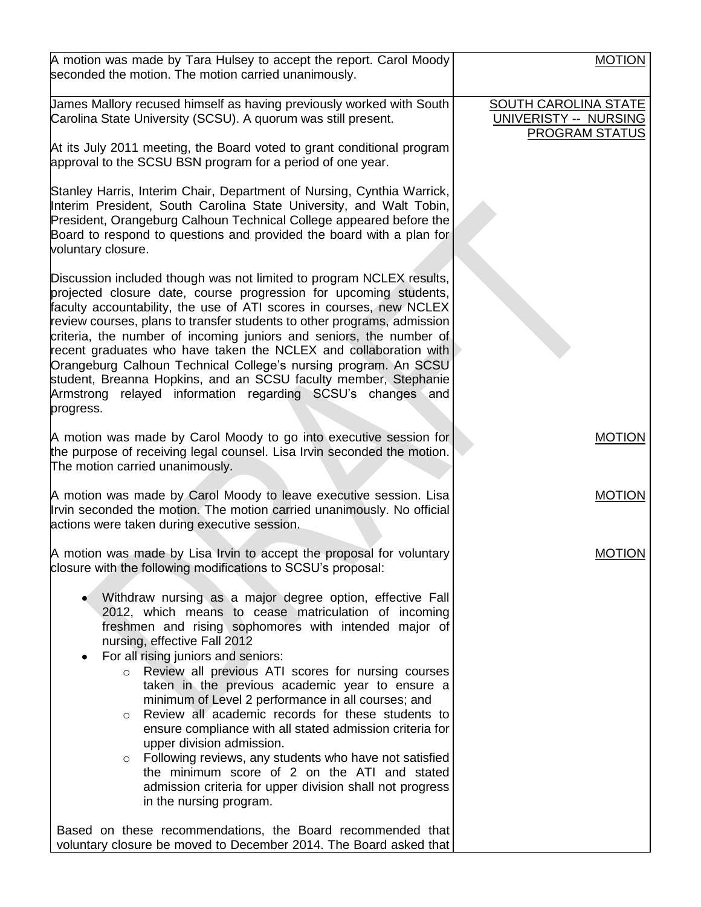| | |
|---|---|
| A motion was made by Tara Hulsey to accept the report. Carol Moody seconded the motion. The motion carried unanimously. | MOTION |
| James Mallory recused himself as having previously worked with South Carolina State University (SCSU). A quorum was still present.<br><br>At its July 2011 meeting, the Board voted to grant conditional program approval to the SCSU BSN program for a period of one year.<br><br>Stanley Harris, Interim Chair, Department of Nursing, Cynthia Warrick, Interim President, South Carolina State University, and Walt Tobin, President, Orangeburg Calhoun Technical College appeared before the Board to respond to questions and provided the board with a plan for voluntary closure.<br><br>Discussion included though was not limited to program NCLEX results, projected closure date, course progression for upcoming students, faculty accountability, the use of ATI scores in courses, new NCLEX review courses, plans to transfer students to other programs, admission criteria, the number of incoming juniors and seniors, the number of recent graduates who have taken the NCLEX and collaboration with Orangeburg Calhoun Technical College's nursing program. An SCSU student, Breanna Hopkins, and an SCSU faculty member, Stephanie Armstrong relayed information regarding SCSU's changes and progress. | SOUTH CAROLINA STATE UNIVERISTY -- NURSING PROGRAM STATUS |
| A motion was made by Carol Moody to go into executive session for the purpose of receiving legal counsel. Lisa Irvin seconded the motion. The motion carried unanimously. | MOTION |
| A motion was made by Carol Moody to leave executive session. Lisa Irvin seconded the motion. The motion carried unanimously. No official actions were taken during executive session. | MOTION |
| A motion was made by Lisa Irvin to accept the proposal for voluntary closure with the following modifications to SCSU's proposal:<br><br>• Withdraw nursing as a major degree option, effective Fall 2012, which means to cease matriculation of incoming freshmen and rising sophomores with intended major of nursing, effective Fall 2012<br>• For all rising juniors and seniors:<br>&nbsp;&nbsp;&nbsp;&nbsp;○ Review all previous ATI scores for nursing courses taken in the previous academic year to ensure a minimum of Level 2 performance in all courses; and<br>&nbsp;&nbsp;&nbsp;&nbsp;○ Review all academic records for these students to ensure compliance with all stated admission criteria for upper division admission.<br>&nbsp;&nbsp;&nbsp;&nbsp;○ Following reviews, any students who have not satisfied the minimum score of 2 on the ATI and stated admission criteria for upper division shall not progress in the nursing program.<br><br>Based on these recommendations, the Board recommended that voluntary closure be moved to December 2014. The Board asked that | MOTION |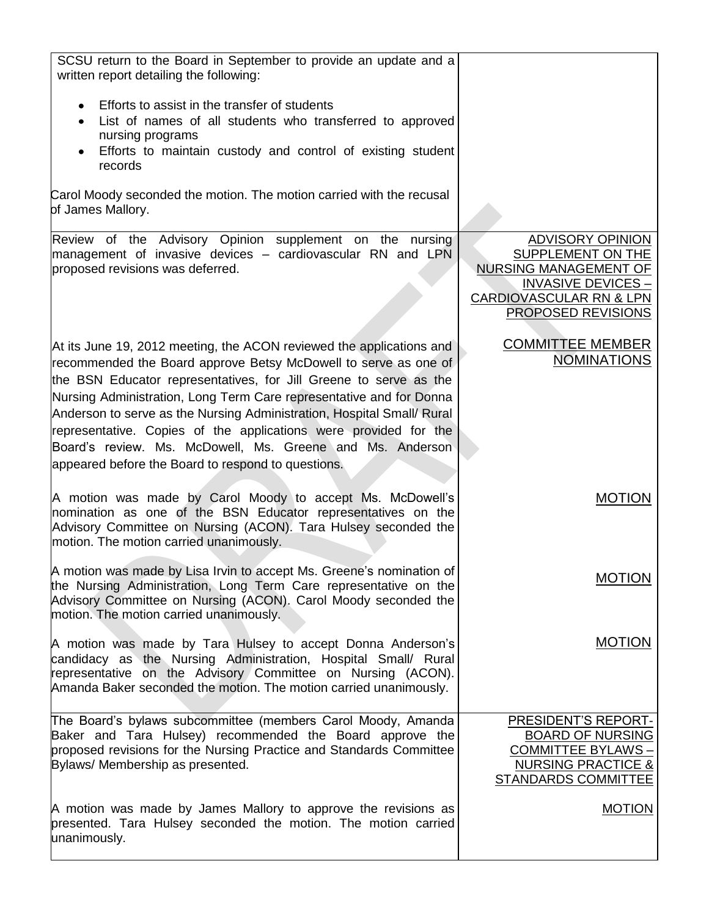| | |
|---|---|
| SCSU return to the Board in September to provide an update and a written report detailing the following:<br><br>• Efforts to assist in the transfer of students<br>• List of names of all students who transferred to approved nursing programs<br>• Efforts to maintain custody and control of existing student records<br><br>Carol Moody seconded the motion. The motion carried with the recusal of James Mallory. | |
| Review of the Advisory Opinion supplement on the nursing management of invasive devices – cardiovascular RN and LPN proposed revisions was deferred. | ADVISORY OPINION SUPPLEMENT ON THE NURSING MANAGEMENT OF INVASIVE DEVICES – CARDIOVASCULAR RN & LPN PROPOSED REVISIONS |
| At its June 19, 2012 meeting, the ACON reviewed the applications and recommended the Board approve Betsy McDowell to serve as one of the BSN Educator representatives, for Jill Greene to serve as the Nursing Administration, Long Term Care representative and for Donna Anderson to serve as the Nursing Administration, Hospital Small/ Rural representative. Copies of the applications were provided for the Board's review. Ms. McDowell, Ms. Greene and Ms. Anderson appeared before the Board to respond to questions. | COMMITTEE MEMBER NOMINATIONS |
| A motion was made by Carol Moody to accept Ms. McDowell's nomination as one of the BSN Educator representatives on the Advisory Committee on Nursing (ACON). Tara Hulsey seconded the motion. The motion carried unanimously. | MOTION |
| A motion was made by Lisa Irvin to accept Ms. Greene's nomination of the Nursing Administration, Long Term Care representative on the Advisory Committee on Nursing (ACON). Carol Moody seconded the motion. The motion carried unanimously. | MOTION |
| A motion was made by Tara Hulsey to accept Donna Anderson's candidacy as the Nursing Administration, Hospital Small/ Rural representative on the Advisory Committee on Nursing (ACON). Amanda Baker seconded the motion. The motion carried unanimously. | MOTION |
| The Board's bylaws subcommittee (members Carol Moody, Amanda Baker and Tara Hulsey) recommended the Board approve the proposed revisions for the Nursing Practice and Standards Committee Bylaws/ Membership as presented. | PRESIDENT'S REPORT- BOARD OF NURSING COMMITTEE BYLAWS – NURSING PRACTICE & STANDARDS COMMITTEE |
| A motion was made by James Mallory to approve the revisions as presented. Tara Hulsey seconded the motion. The motion carried unanimously. | MOTION |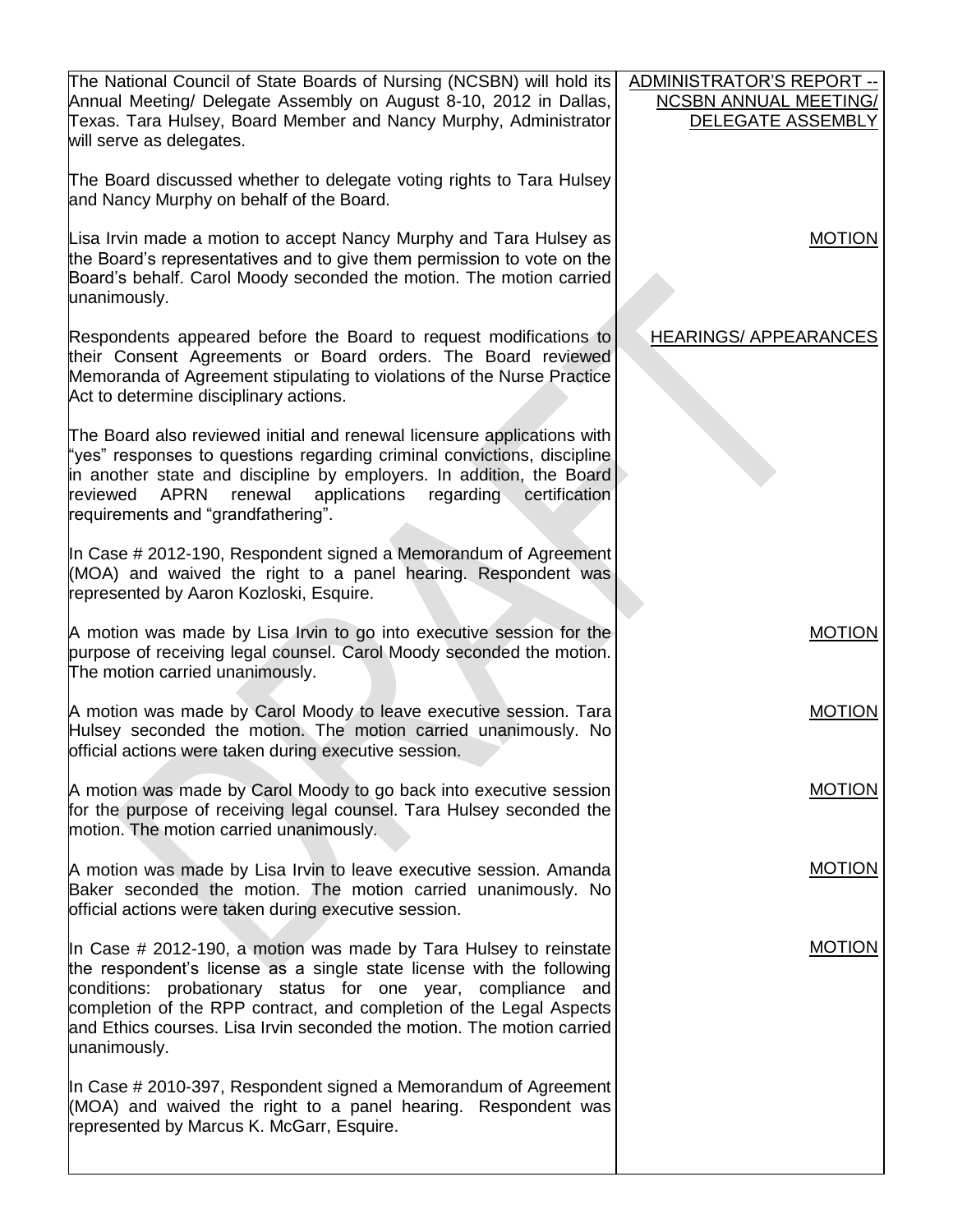| | |
|---|---|
| The National Council of State Boards of Nursing (NCSBN) will hold its Annual Meeting/ Delegate Assembly on August 8-10, 2012 in Dallas, Texas. Tara Hulsey, Board Member and Nancy Murphy, Administrator will serve as delegates. | ADMINISTRATOR'S REPORT -- NCSBN ANNUAL MEETING/ DELEGATE ASSEMBLY |
| The Board discussed whether to delegate voting rights to Tara Hulsey and Nancy Murphy on behalf of the Board. | |
| Lisa Irvin made a motion to accept Nancy Murphy and Tara Hulsey as the Board's representatives and to give them permission to vote on the Board's behalf. Carol Moody seconded the motion. The motion carried unanimously. | MOTION |
| Respondents appeared before the Board to request modifications to their Consent Agreements or Board orders. The Board reviewed Memoranda of Agreement stipulating to violations of the Nurse Practice Act to determine disciplinary actions. | HEARINGS/ APPEARANCES |
| The Board also reviewed initial and renewal licensure applications with "yes" responses to questions regarding criminal convictions, discipline in another state and discipline by employers. In addition, the Board reviewed APRN renewal applications regarding certification requirements and "grandfathering". | |
| In Case # 2012-190, Respondent signed a Memorandum of Agreement (MOA) and waived the right to a panel hearing. Respondent was represented by Aaron Kozloski, Esquire. | |
| A motion was made by Lisa Irvin to go into executive session for the purpose of receiving legal counsel. Carol Moody seconded the motion. The motion carried unanimously. | MOTION |
| A motion was made by Carol Moody to leave executive session. Tara Hulsey seconded the motion. The motion carried unanimously. No official actions were taken during executive session. | MOTION |
| A motion was made by Carol Moody to go back into executive session for the purpose of receiving legal counsel. Tara Hulsey seconded the motion. The motion carried unanimously. | MOTION |
| A motion was made by Lisa Irvin to leave executive session. Amanda Baker seconded the motion. The motion carried unanimously. No official actions were taken during executive session. | MOTION |
| In Case # 2012-190, a motion was made by Tara Hulsey to reinstate the respondent's license as a single state license with the following conditions: probationary status for one year, compliance and completion of the RPP contract, and completion of the Legal Aspects and Ethics courses. Lisa Irvin seconded the motion. The motion carried unanimously. | MOTION |
| In Case # 2010-397, Respondent signed a Memorandum of Agreement (MOA) and waived the right to a panel hearing. Respondent was represented by Marcus K. McGarr, Esquire. | |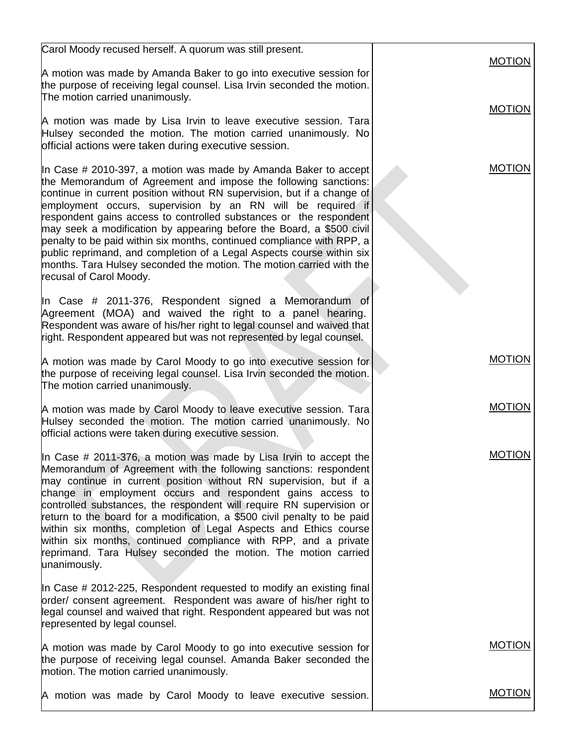| | |
|---|---|
| Carol Moody recused herself. A quorum was still present. | |
| A motion was made by Amanda Baker to go into executive session for the purpose of receiving legal counsel. Lisa Irvin seconded the motion. The motion carried unanimously. | MOTION |
| A motion was made by Lisa Irvin to leave executive session. Tara Hulsey seconded the motion. The motion carried unanimously. No official actions were taken during executive session. | MOTION |
| In Case # 2010-397, a motion was made by Amanda Baker to accept the Memorandum of Agreement and impose the following sanctions: continue in current position without RN supervision, but if a change of employment occurs, supervision by an RN will be required if respondent gains access to controlled substances or the respondent may seek a modification by appearing before the Board, a $500 civil penalty to be paid within six months, continued compliance with RPP, a public reprimand, and completion of a Legal Aspects course within six months. Tara Hulsey seconded the motion. The motion carried with the recusal of Carol Moody. | MOTION |
| In Case # 2011-376, Respondent signed a Memorandum of Agreement (MOA) and waived the right to a panel hearing. Respondent was aware of his/her right to legal counsel and waived that right. Respondent appeared but was not represented by legal counsel. | |
| A motion was made by Carol Moody to go into executive session for the purpose of receiving legal counsel. Lisa Irvin seconded the motion. The motion carried unanimously. | MOTION |
| A motion was made by Carol Moody to leave executive session. Tara Hulsey seconded the motion. The motion carried unanimously. No official actions were taken during executive session. | MOTION |
| In Case # 2011-376, a motion was made by Lisa Irvin to accept the Memorandum of Agreement with the following sanctions: respondent may continue in current position without RN supervision, but if a change in employment occurs and respondent gains access to controlled substances, the respondent will require RN supervision or return to the board for a modification, a $500 civil penalty to be paid within six months, completion of Legal Aspects and Ethics course within six months, continued compliance with RPP, and a private reprimand. Tara Hulsey seconded the motion. The motion carried unanimously. | MOTION |
| In Case # 2012-225, Respondent requested to modify an existing final order/ consent agreement. Respondent was aware of his/her right to legal counsel and waived that right. Respondent appeared but was not represented by legal counsel. | |
| A motion was made by Carol Moody to go into executive session for the purpose of receiving legal counsel. Amanda Baker seconded the motion. The motion carried unanimously. | MOTION |
| A motion was made by Carol Moody to leave executive session. | MOTION |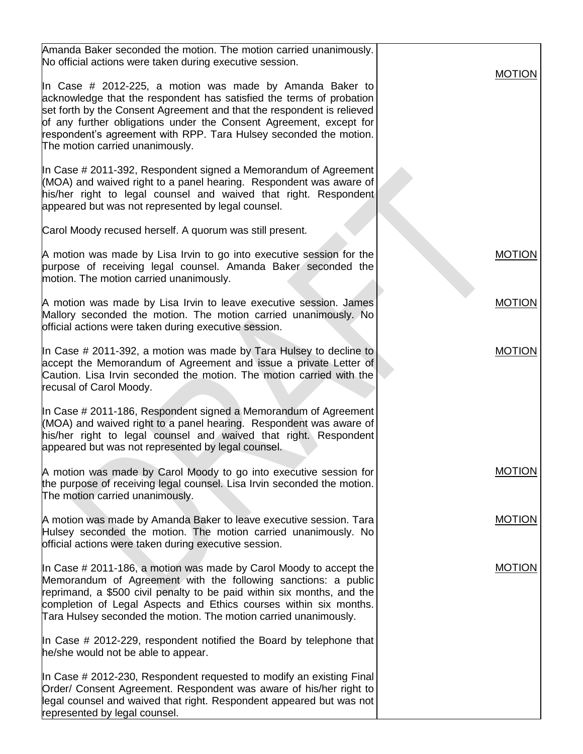| | |
|---|---|
| Amanda Baker seconded the motion. The motion carried unanimously. No official actions were taken during executive session.<br><br>In Case # 2012-225, a motion was made by Amanda Baker to acknowledge that the respondent has satisfied the terms of probation set forth by the Consent Agreement and that the respondent is relieved of any further obligations under the Consent Agreement, except for respondent's agreement with RPP. Tara Hulsey seconded the motion. The motion carried unanimously. | MOTION |
| In Case # 2011-392, Respondent signed a Memorandum of Agreement (MOA) and waived right to a panel hearing. Respondent was aware of his/her right to legal counsel and waived that right. Respondent appeared but was not represented by legal counsel.<br><br>Carol Moody recused herself. A quorum was still present. | |
| A motion was made by Lisa Irvin to go into executive session for the purpose of receiving legal counsel. Amanda Baker seconded the motion. The motion carried unanimously. | MOTION |
| A motion was made by Lisa Irvin to leave executive session. James Mallory seconded the motion. The motion carried unanimously. No official actions were taken during executive session. | MOTION |
| In Case # 2011-392, a motion was made by Tara Hulsey to decline to accept the Memorandum of Agreement and issue a private Letter of Caution. Lisa Irvin seconded the motion. The motion carried with the recusal of Carol Moody. | MOTION |
| In Case # 2011-186, Respondent signed a Memorandum of Agreement (MOA) and waived right to a panel hearing. Respondent was aware of his/her right to legal counsel and waived that right. Respondent appeared but was not represented by legal counsel. | |
| A motion was made by Carol Moody to go into executive session for the purpose of receiving legal counsel. Lisa Irvin seconded the motion. The motion carried unanimously. | MOTION |
| A motion was made by Amanda Baker to leave executive session. Tara Hulsey seconded the motion. The motion carried unanimously. No official actions were taken during executive session. | MOTION |
| In Case # 2011-186, a motion was made by Carol Moody to accept the Memorandum of Agreement with the following sanctions: a public reprimand, a $500 civil penalty to be paid within six months, and the completion of Legal Aspects and Ethics courses within six months. Tara Hulsey seconded the motion. The motion carried unanimously. | MOTION |
| In Case # 2012-229, respondent notified the Board by telephone that he/she would not be able to appear. | |
| In Case # 2012-230, Respondent requested to modify an existing Final Order/ Consent Agreement. Respondent was aware of his/her right to legal counsel and waived that right. Respondent appeared but was not represented by legal counsel. | |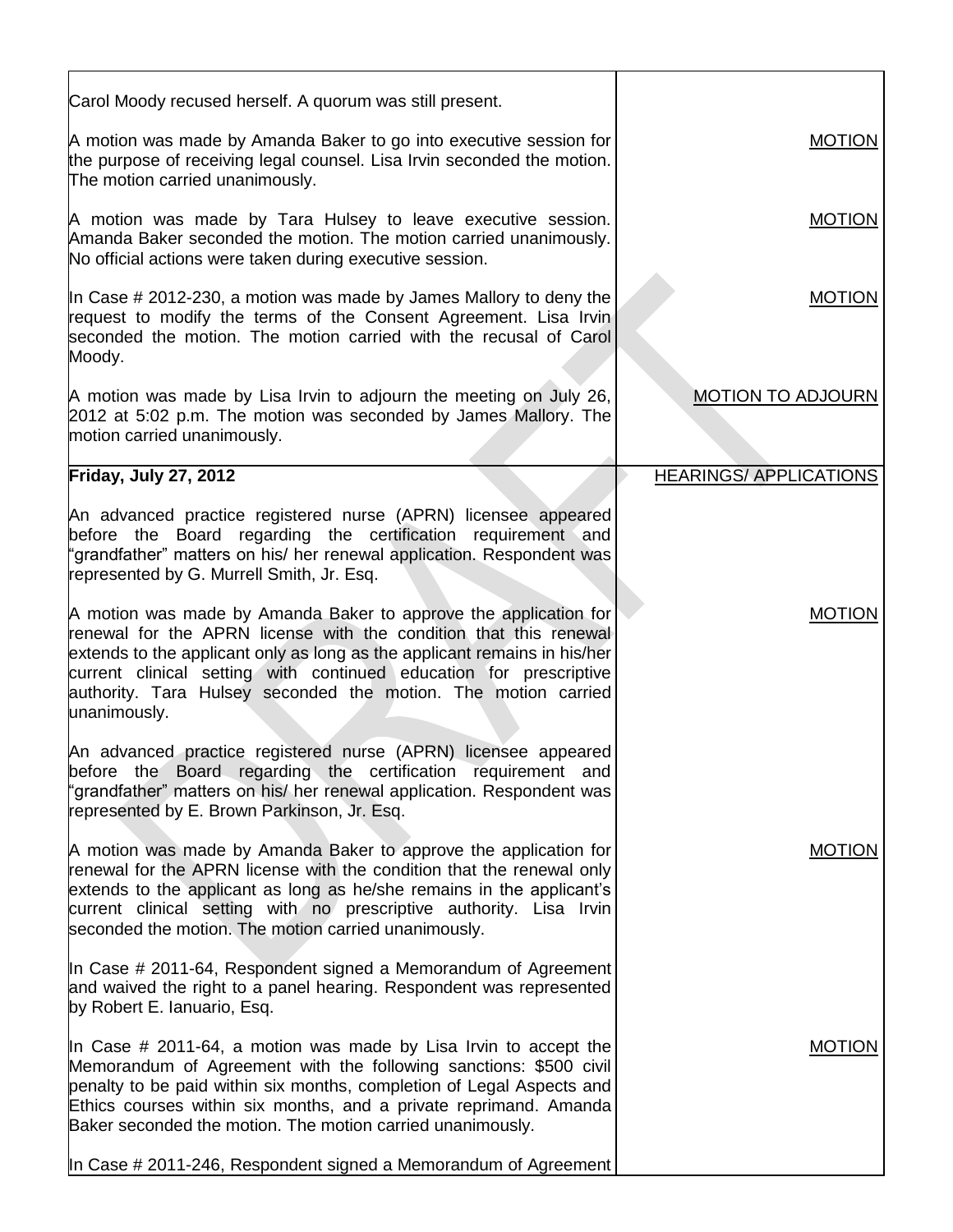| | |
|---|---|
| Carol Moody recused herself. A quorum was still present. | |
| A motion was made by Amanda Baker to go into executive session for the purpose of receiving legal counsel. Lisa Irvin seconded the motion. The motion carried unanimously. | MOTION |
| A motion was made by Tara Hulsey to leave executive session. Amanda Baker seconded the motion. The motion carried unanimously. No official actions were taken during executive session. | MOTION |
| In Case # 2012-230, a motion was made by James Mallory to deny the request to modify the terms of the Consent Agreement. Lisa Irvin seconded the motion. The motion carried with the recusal of Carol Moody. | MOTION |
| A motion was made by Lisa Irvin to adjourn the meeting on July 26, 2012 at 5:02 p.m. The motion was seconded by James Mallory. The motion carried unanimously. | MOTION TO ADJOURN |
| **Friday, July 27, 2012** | HEARINGS/ APPLICATIONS |
| An advanced practice registered nurse (APRN) licensee appeared before the Board regarding the certification requirement and "grandfather" matters on his/ her renewal application. Respondent was represented by G. Murrell Smith, Jr. Esq. | |
| A motion was made by Amanda Baker to approve the application for renewal for the APRN license with the condition that this renewal extends to the applicant only as long as the applicant remains in his/her current clinical setting with continued education for prescriptive authority. Tara Hulsey seconded the motion. The motion carried unanimously. | MOTION |
| An advanced practice registered nurse (APRN) licensee appeared before the Board regarding the certification requirement and "grandfather" matters on his/ her renewal application. Respondent was represented by E. Brown Parkinson, Jr. Esq. | |
| A motion was made by Amanda Baker to approve the application for renewal for the APRN license with the condition that the renewal only extends to the applicant as long as he/she remains in the applicant's current clinical setting with no prescriptive authority. Lisa Irvin seconded the motion. The motion carried unanimously. | MOTION |
| In Case # 2011-64, Respondent signed a Memorandum of Agreement and waived the right to a panel hearing. Respondent was represented by Robert E. Ianuario, Esq. | |
| In Case # 2011-64, a motion was made by Lisa Irvin to accept the Memorandum of Agreement with the following sanctions: $500 civil penalty to be paid within six months, completion of Legal Aspects and Ethics courses within six months, and a private reprimand. Amanda Baker seconded the motion. The motion carried unanimously. | MOTION |
| In Case # 2011-246, Respondent signed a Memorandum of Agreement | |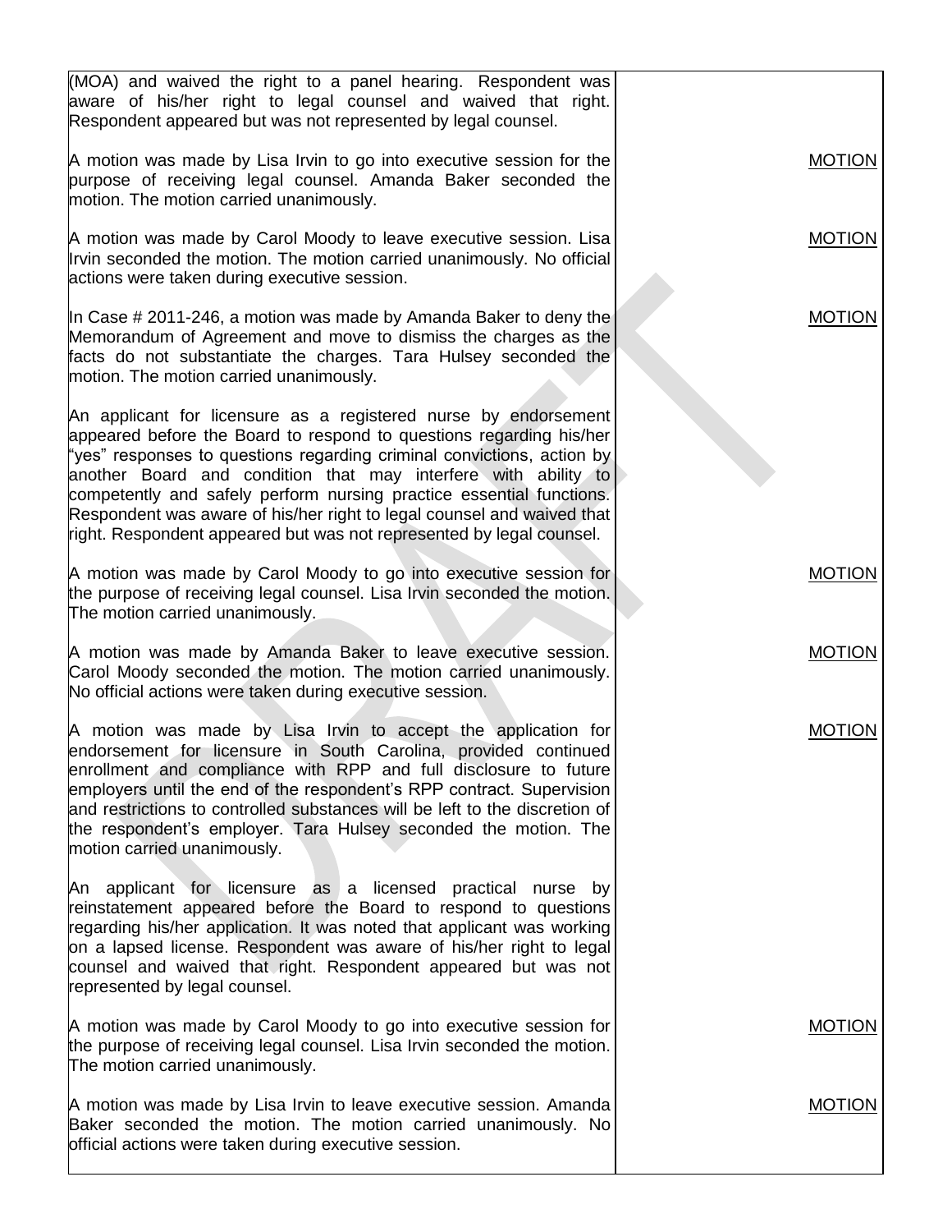| | |
|---|---|
| (MOA) and waived the right to a panel hearing. Respondent was aware of his/her right to legal counsel and waived that right. Respondent appeared but was not represented by legal counsel. | |
| A motion was made by Lisa Irvin to go into executive session for the purpose of receiving legal counsel. Amanda Baker seconded the motion. The motion carried unanimously. | MOTION |
| A motion was made by Carol Moody to leave executive session. Lisa Irvin seconded the motion. The motion carried unanimously. No official actions were taken during executive session. | MOTION |
| In Case # 2011-246, a motion was made by Amanda Baker to deny the Memorandum of Agreement and move to dismiss the charges as the facts do not substantiate the charges. Tara Hulsey seconded the motion. The motion carried unanimously. | MOTION |
| An applicant for licensure as a registered nurse by endorsement appeared before the Board to respond to questions regarding his/her "yes" responses to questions regarding criminal convictions, action by another Board and condition that may interfere with ability to competently and safely perform nursing practice essential functions. Respondent was aware of his/her right to legal counsel and waived that right. Respondent appeared but was not represented by legal counsel. | |
| A motion was made by Carol Moody to go into executive session for the purpose of receiving legal counsel. Lisa Irvin seconded the motion. The motion carried unanimously. | MOTION |
| A motion was made by Amanda Baker to leave executive session. Carol Moody seconded the motion. The motion carried unanimously. No official actions were taken during executive session. | MOTION |
| A motion was made by Lisa Irvin to accept the application for endorsement for licensure in South Carolina, provided continued enrollment and compliance with RPP and full disclosure to future employers until the end of the respondent's RPP contract. Supervision and restrictions to controlled substances will be left to the discretion of the respondent's employer. Tara Hulsey seconded the motion. The motion carried unanimously. | MOTION |
| An applicant for licensure as a licensed practical nurse by reinstatement appeared before the Board to respond to questions regarding his/her application. It was noted that applicant was working on a lapsed license. Respondent was aware of his/her right to legal counsel and waived that right. Respondent appeared but was not represented by legal counsel. | |
| A motion was made by Carol Moody to go into executive session for the purpose of receiving legal counsel. Lisa Irvin seconded the motion. The motion carried unanimously. | MOTION |
| A motion was made by Lisa Irvin to leave executive session. Amanda Baker seconded the motion. The motion carried unanimously. No official actions were taken during executive session. | MOTION |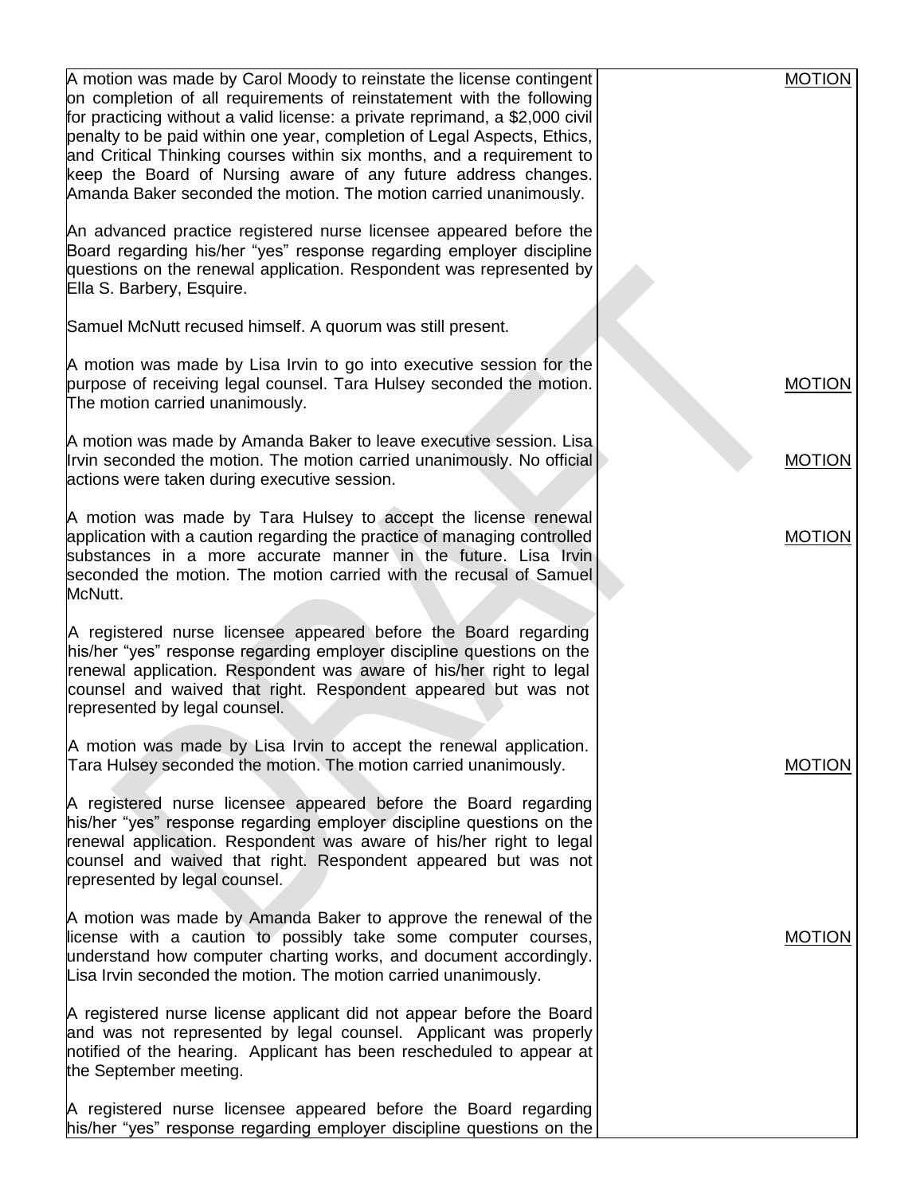| | |
|---|---|
| A motion was made by Carol Moody to reinstate the license contingent on completion of all requirements of reinstatement with the following for practicing without a valid license: a private reprimand, a $2,000 civil penalty to be paid within one year, completion of Legal Aspects, Ethics, and Critical Thinking courses within six months, and a requirement to keep the Board of Nursing aware of any future address changes. Amanda Baker seconded the motion. The motion carried unanimously. | MOTION |
| An advanced practice registered nurse licensee appeared before the Board regarding his/her "yes" response regarding employer discipline questions on the renewal application. Respondent was represented by Ella S. Barbery, Esquire. | |
| Samuel McNutt recused himself. A quorum was still present. | |
| A motion was made by Lisa Irvin to go into executive session for the purpose of receiving legal counsel. Tara Hulsey seconded the motion. The motion carried unanimously. | MOTION |
| A motion was made by Amanda Baker to leave executive session. Lisa Irvin seconded the motion. The motion carried unanimously. No official actions were taken during executive session. | MOTION |
| A motion was made by Tara Hulsey to accept the license renewal application with a caution regarding the practice of managing controlled substances in a more accurate manner in the future. Lisa Irvin seconded the motion. The motion carried with the recusal of Samuel McNutt. | MOTION |
| A registered nurse licensee appeared before the Board regarding his/her "yes" response regarding employer discipline questions on the renewal application. Respondent was aware of his/her right to legal counsel and waived that right. Respondent appeared but was not represented by legal counsel. | |
| A motion was made by Lisa Irvin to accept the renewal application. Tara Hulsey seconded the motion. The motion carried unanimously. | MOTION |
| A registered nurse licensee appeared before the Board regarding his/her "yes" response regarding employer discipline questions on the renewal application. Respondent was aware of his/her right to legal counsel and waived that right. Respondent appeared but was not represented by legal counsel. | |
| A motion was made by Amanda Baker to approve the renewal of the license with a caution to possibly take some computer courses, understand how computer charting works, and document accordingly. Lisa Irvin seconded the motion. The motion carried unanimously. | MOTION |
| A registered nurse license applicant did not appear before the Board and was not represented by legal counsel. Applicant was properly notified of the hearing. Applicant has been rescheduled to appear at the September meeting. | |
| A registered nurse licensee appeared before the Board regarding his/her "yes" response regarding employer discipline questions on the | |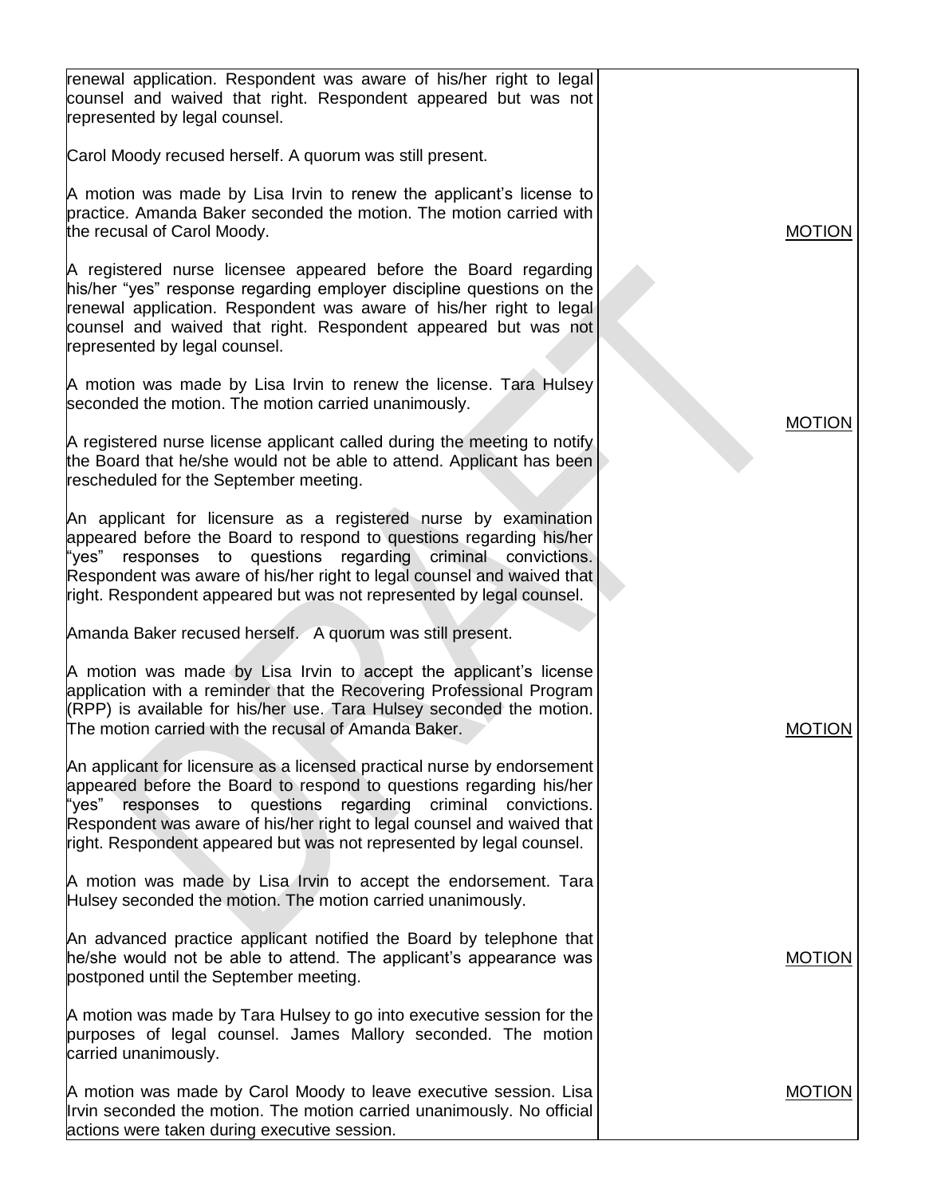| | |
|---|---|
| renewal application. Respondent was aware of his/her right to legal counsel and waived that right. Respondent appeared but was not represented by legal counsel.<br><br>Carol Moody recused herself. A quorum was still present.<br><br>A motion was made by Lisa Irvin to renew the applicant's license to practice. Amanda Baker seconded the motion. The motion carried with the recusal of Carol Moody. | MOTION |
| A registered nurse licensee appeared before the Board regarding his/her "yes" response regarding employer discipline questions on the renewal application. Respondent was aware of his/her right to legal counsel and waived that right. Respondent appeared but was not represented by legal counsel.<br><br>A motion was made by Lisa Irvin to renew the license. Tara Hulsey seconded the motion. The motion carried unanimously. | MOTION |
| A registered nurse license applicant called during the meeting to notify the Board that he/she would not be able to attend. Applicant has been rescheduled for the September meeting. | |
| An applicant for licensure as a registered nurse by examination appeared before the Board to respond to questions regarding his/her "yes" responses to questions regarding criminal convictions. Respondent was aware of his/her right to legal counsel and waived that right. Respondent appeared but was not represented by legal counsel.<br><br>Amanda Baker recused herself. A quorum was still present.<br><br>A motion was made by Lisa Irvin to accept the applicant's license application with a reminder that the Recovering Professional Program (RPP) is available for his/her use. Tara Hulsey seconded the motion. The motion carried with the recusal of Amanda Baker. | MOTION |
| An applicant for licensure as a licensed practical nurse by endorsement appeared before the Board to respond to questions regarding his/her "yes" responses to questions regarding criminal convictions. Respondent was aware of his/her right to legal counsel and waived that right. Respondent appeared but was not represented by legal counsel.<br><br>A motion was made by Lisa Irvin to accept the endorsement. Tara Hulsey seconded the motion. The motion carried unanimously. | MOTION |
| An advanced practice applicant notified the Board by telephone that he/she would not be able to attend. The applicant's appearance was postponed until the September meeting. | |
| A motion was made by Tara Hulsey to go into executive session for the purposes of legal counsel. James Mallory seconded. The motion carried unanimously. | |
| A motion was made by Carol Moody to leave executive session. Lisa Irvin seconded the motion. The motion carried unanimously. No official actions were taken during executive session. | MOTION |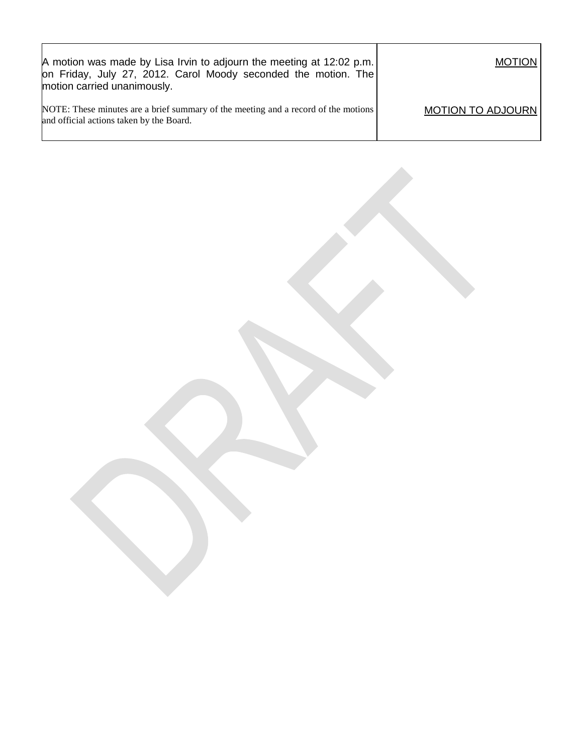| | |
|---|---|
| A motion was made by Lisa Irvin to adjourn the meeting at 12:02 p.m. on Friday, July 27, 2012. Carol Moody seconded the motion. The motion carried unanimously.<br><br>NOTE: These minutes are a brief summary of the meeting and a record of the motions and official actions taken by the Board. | MOTION<br><br>MOTION TO ADJOURN |

DRAFT